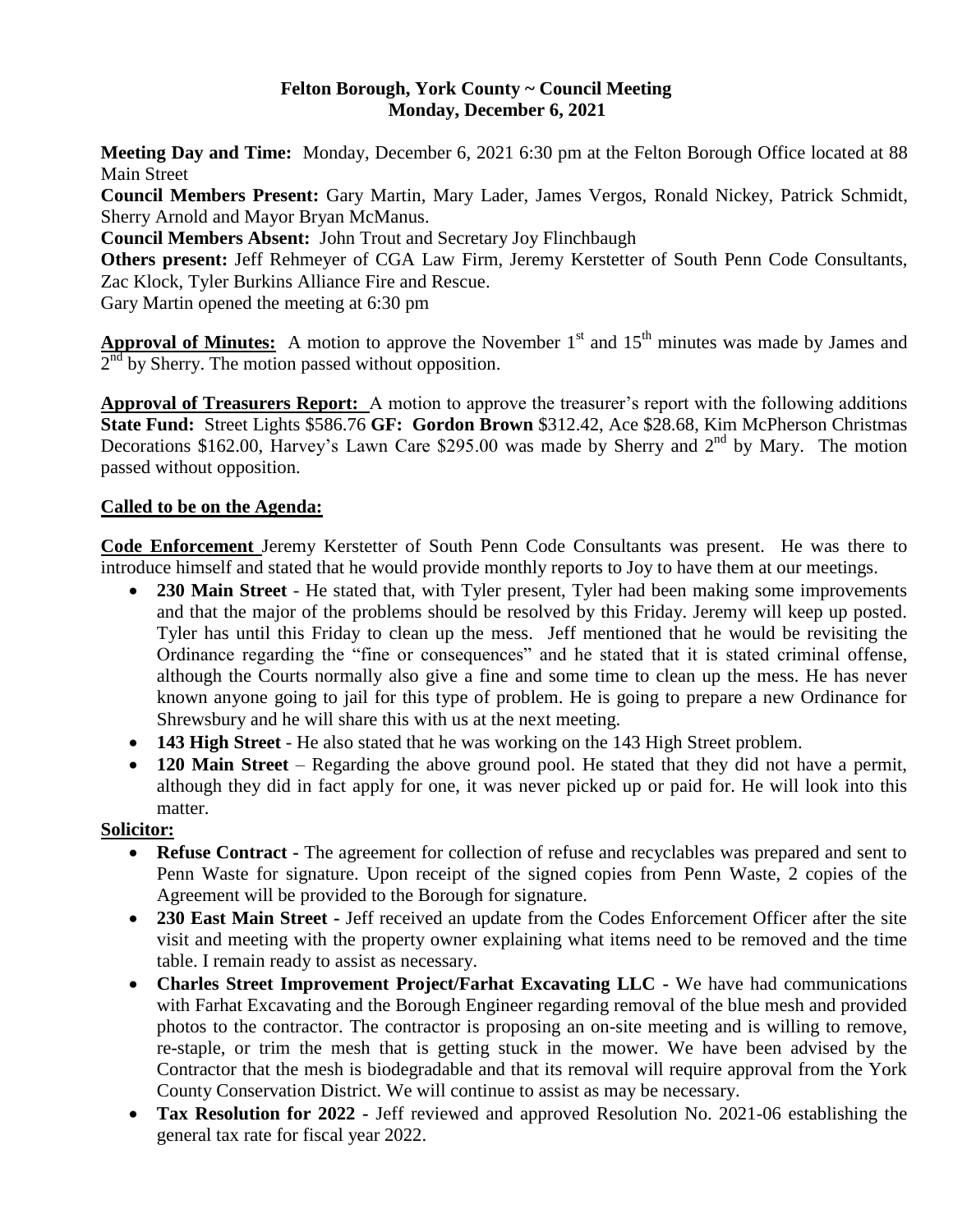# Felton Borough, York County ~ Council Meeting
## Monday, December 6, 2021

**Meeting Day and Time:** Monday, December 6, 2021 6:30 pm at the Felton Borough Office located at 88 Main Street

**Council Members Present:** Gary Martin, Mary Lader, James Vergos, Ronald Nickey, Patrick Schmidt, Sherry Arnold and Mayor Bryan McManus.

**Council Members Absent:** John Trout and Secretary Joy Flinchbaugh

**Others present:** Jeff Rehmeyer of CGA Law Firm, Jeremy Kerstetter of South Penn Code Consultants, Zac Klock, Tyler Burkins Alliance Fire and Rescue.

Gary Martin opened the meeting at 6:30 pm

**Approval of Minutes:** A motion to approve the November 1st and 15th minutes was made by James and 2nd by Sherry. The motion passed without opposition.

**Approval of Treasurers Report:** A motion to approve the treasurer's report with the following additions **State Fund:** Street Lights \$586.76 **GF: Gordon Brown** \$312.42, Ace \$28.68, Kim McPherson Christmas Decorations \$162.00, Harvey's Lawn Care \$295.00 was made by Sherry and 2nd by Mary. The motion passed without opposition.

**Called to be on the Agenda:**

**Code Enforcement** Jeremy Kerstetter of South Penn Code Consultants was present. He was there to introduce himself and stated that he would provide monthly reports to Joy to have them at our meetings.

- **230 Main Street** - He stated that, with Tyler present, Tyler had been making some improvements and that the major of the problems should be resolved by this Friday. Jeremy will keep up posted. Tyler has until this Friday to clean up the mess. Jeff mentioned that he would be revisiting the Ordinance regarding the "fine or consequences" and he stated that it is stated criminal offense, although the Courts normally also give a fine and some time to clean up the mess. He has never known anyone going to jail for this type of problem. He is going to prepare a new Ordinance for Shrewsbury and he will share this with us at the next meeting.
- **143 High Street** - He also stated that he was working on the 143 High Street problem.
- **120 Main Street** – Regarding the above ground pool. He stated that they did not have a permit, although they did in fact apply for one, it was never picked up or paid for. He will look into this matter.

**Solicitor:**

- **Refuse Contract -** The agreement for collection of refuse and recyclables was prepared and sent to Penn Waste for signature. Upon receipt of the signed copies from Penn Waste, 2 copies of the Agreement will be provided to the Borough for signature.
- **230 East Main Street -** Jeff received an update from the Codes Enforcement Officer after the site visit and meeting with the property owner explaining what items need to be removed and the time table. I remain ready to assist as necessary.
- **Charles Street Improvement Project/Farhat Excavating LLC -** We have had communications with Farhat Excavating and the Borough Engineer regarding removal of the blue mesh and provided photos to the contractor. The contractor is proposing an on-site meeting and is willing to remove, re-staple, or trim the mesh that is getting stuck in the mower. We have been advised by the Contractor that the mesh is biodegradable and that its removal will require approval from the York County Conservation District. We will continue to assist as may be necessary.
- **Tax Resolution for 2022 -** Jeff reviewed and approved Resolution No. 2021-06 establishing the general tax rate for fiscal year 2022.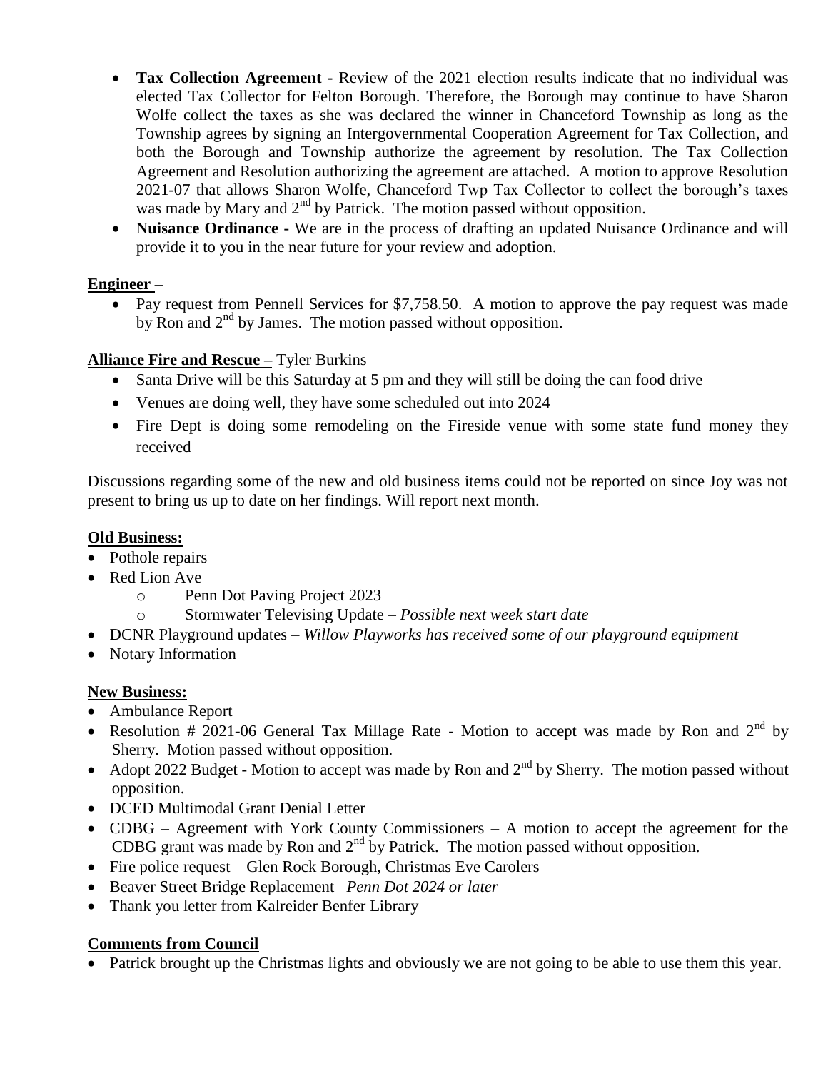- **Tax Collection Agreement -** Review of the 2021 election results indicate that no individual was elected Tax Collector for Felton Borough. Therefore, the Borough may continue to have Sharon Wolfe collect the taxes as she was declared the winner in Chanceford Township as long as the Township agrees by signing an Intergovernmental Cooperation Agreement for Tax Collection, and both the Borough and Township authorize the agreement by resolution. The Tax Collection Agreement and Resolution authorizing the agreement are attached. A motion to approve Resolution 2021-07 that allows Sharon Wolfe, Chanceford Twp Tax Collector to collect the borough's taxes was made by Mary and 2nd by Patrick. The motion passed without opposition.
- **Nuisance Ordinance -** We are in the process of drafting an updated Nuisance Ordinance and will provide it to you in the near future for your review and adoption.

**Engineer** –

- Pay request from Pennell Services for $7,758.50. A motion to approve the pay request was made by Ron and 2nd by James. The motion passed without opposition.

**Alliance Fire and Rescue –** Tyler Burkins

- Santa Drive will be this Saturday at 5 pm and they will still be doing the can food drive
- Venues are doing well, they have some scheduled out into 2024
- Fire Dept is doing some remodeling on the Fireside venue with some state fund money they received

Discussions regarding some of the new and old business items could not be reported on since Joy was not present to bring us up to date on her findings. Will report next month.

**Old Business:**

- Pothole repairs
- Red Lion Ave
  - Penn Dot Paving Project 2023
  - Stormwater Televising Update – *Possible next week start date*
- DCNR Playground updates – *Willow Playworks has received some of our playground equipment*
- Notary Information

**New Business:**

- Ambulance Report
- Resolution # 2021-06 General Tax Millage Rate - Motion to accept was made by Ron and 2nd by Sherry. Motion passed without opposition.
- Adopt 2022 Budget - Motion to accept was made by Ron and 2nd by Sherry. The motion passed without opposition.
- DCED Multimodal Grant Denial Letter
- CDBG – Agreement with York County Commissioners – A motion to accept the agreement for the CDBG grant was made by Ron and 2nd by Patrick. The motion passed without opposition.
- Fire police request – Glen Rock Borough, Christmas Eve Carolers
- Beaver Street Bridge Replacement– *Penn Dot 2024 or later*
- Thank you letter from Kalreider Benfer Library

**Comments from Council**

- Patrick brought up the Christmas lights and obviously we are not going to be able to use them this year.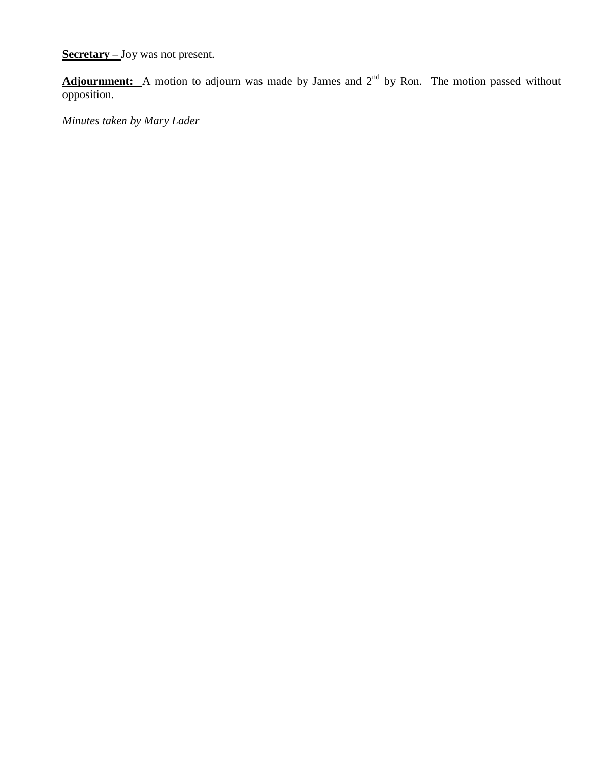**Secretary –** Joy was not present.

**Adjournment:** A motion to adjourn was made by James and 2nd by Ron. The motion passed without opposition.

*Minutes taken by Mary Lader*